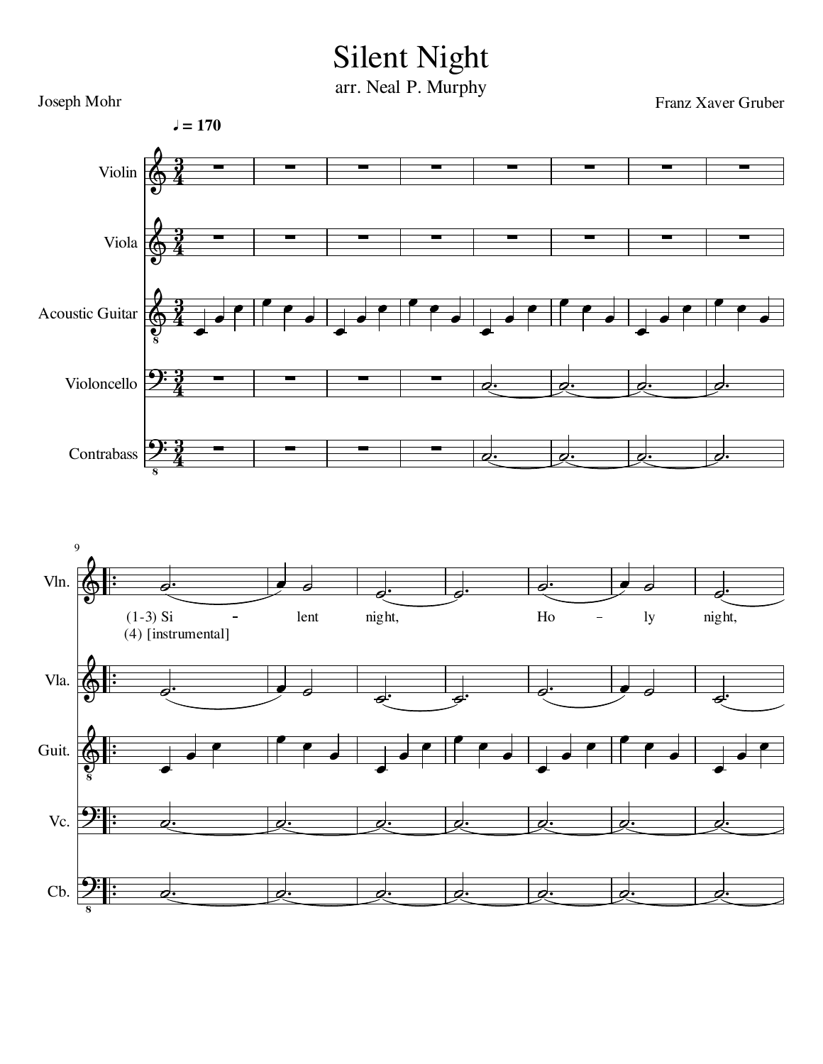# Silent Night

arr. Neal P. Murphy

Joseph Mohr

Franz Xaver Gruber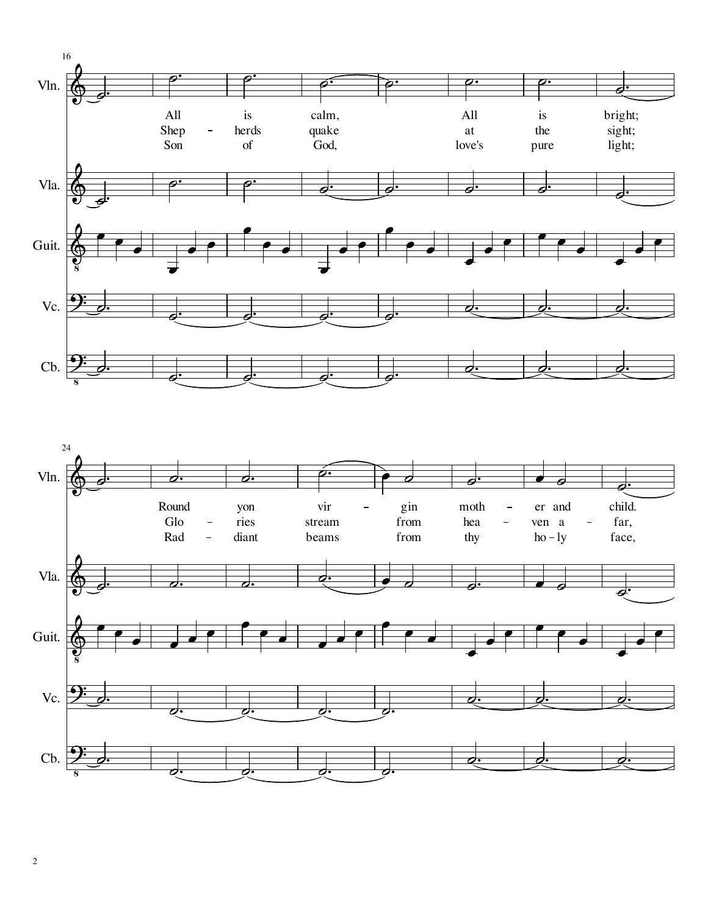All is calm, All is bright;
Shep - herds quake at the sight;
Son of God, love's pure light;

Round yon vir - gin moth - er and child.
Glo - ries stream from hea - ven a - far,
Rad - diant beams from thy ho - ly face,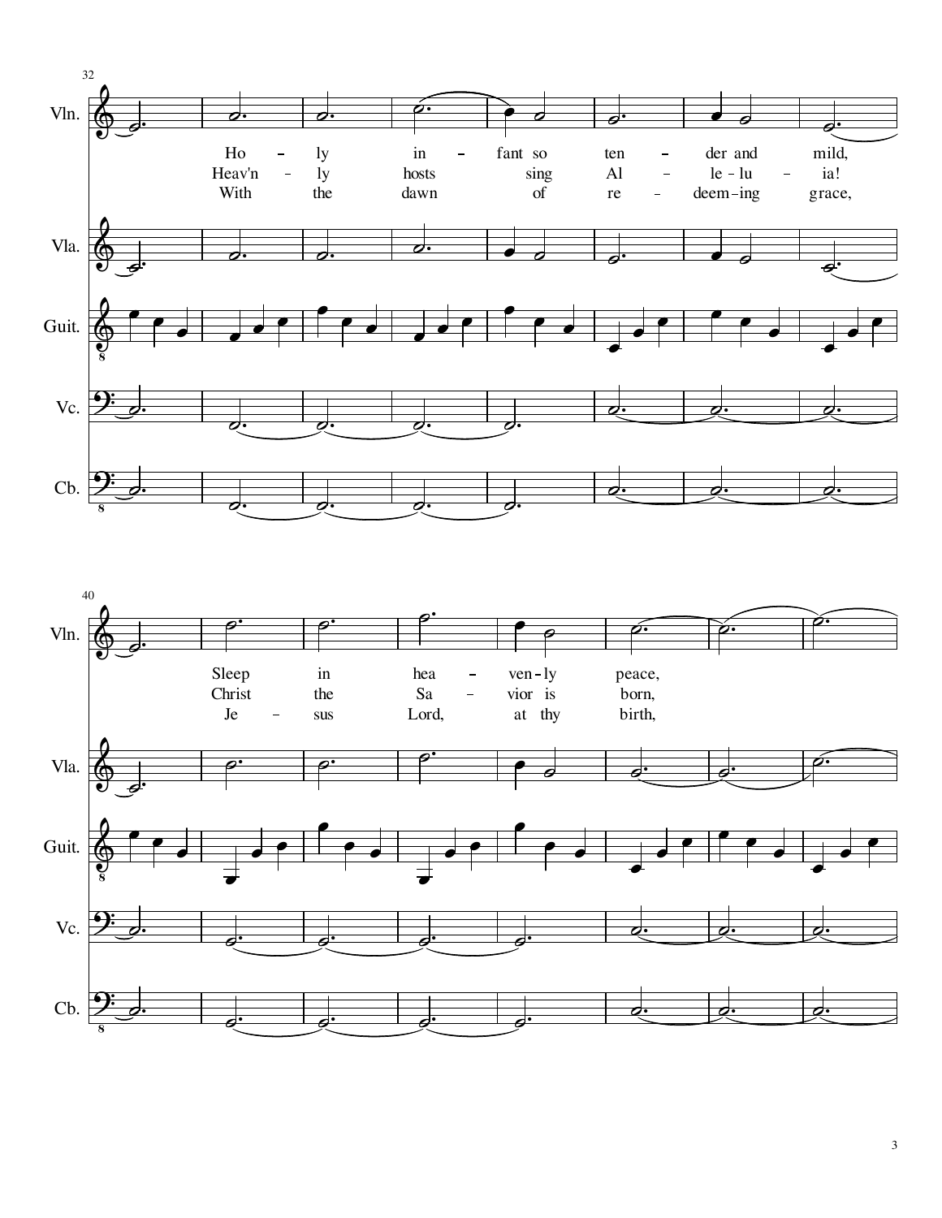32

Vln.

Ho – ly in – fant so ten – der and mild,
Heav'n – ly hosts sing Al – le - lu – ia!
With the dawn of re – deem - ing grace,

Vla.

Guit.

Vc.

Cb.

40

Vln.

Sleep in hea – ven - ly peace,
Christ the Sa – vior is born,
Je – sus Lord, at thy birth,

Vla.

Guit.

Vc.

Cb.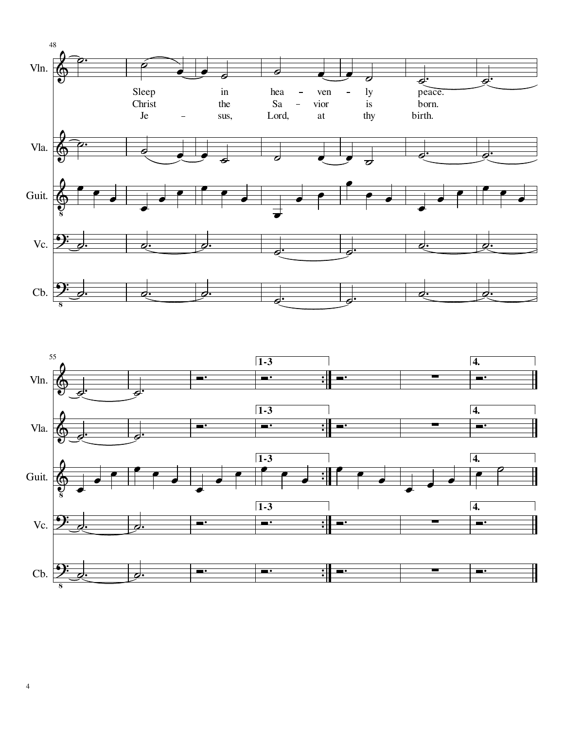Sleep in hea – ven – ly peace.

Christ the Sa – vior is born.

Je – sus, Lord, at thy birth.